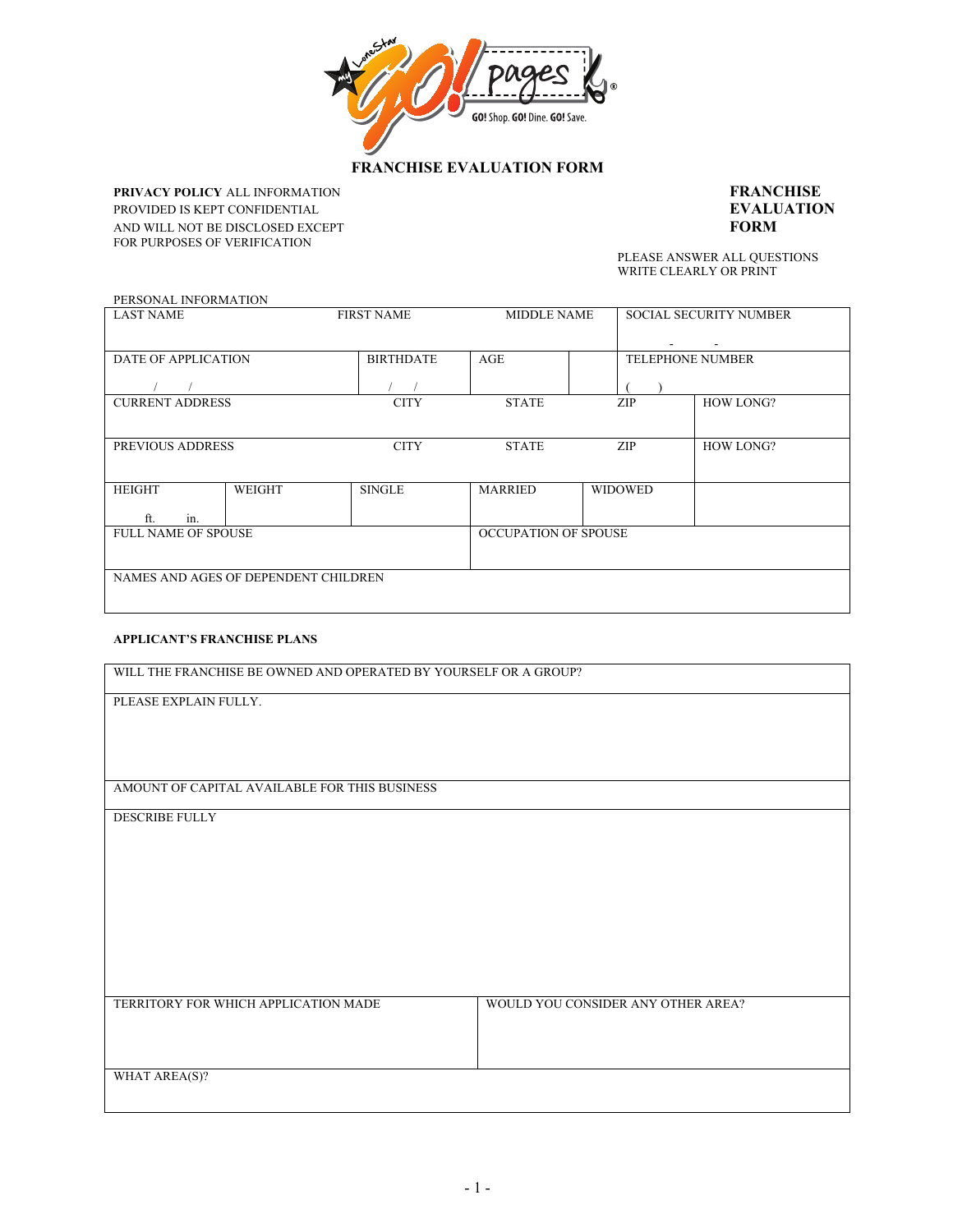GO! pages

GO! Shop. GO! Dine. GO! Save.

# FRANCHISE EVALUATION FORM

**PRIVACY POLICY** ALL INFORMATION PROVIDED IS KEPT CONFIDENTIAL AND WILL NOT BE DISCLOSED EXCEPT FOR PURPOSES OF VERIFICATION

**FRANCHISE EVALUATION FORM**

PLEASE ANSWER ALL QUESTIONS
WRITE CLEARLY OR PRINT

PERSONAL INFORMATION

| LAST NAME | | FIRST NAME | MIDDLE NAME | | SOCIAL SECURITY NUMBER | |
|---|---|---|---|---|---|---|
| | | | | | - - | |
| DATE OF APPLICATION | | BIRTHDATE | AGE | | TELEPHONE NUMBER | |
| / / | | / / | | | ( ) | |
| CURRENT ADDRESS | | CITY | STATE | | ZIP | HOW LONG? |
| PREVIOUS ADDRESS | | CITY | STATE | | ZIP | HOW LONG? |
| HEIGHT ft. in. | WEIGHT | SINGLE | MARRIED | WIDOWED | | |
| FULL NAME OF SPOUSE | | | OCCUPATION OF SPOUSE | | | |
| NAMES AND AGES OF DEPENDENT CHILDREN | | | | | | |

**APPLICANT'S FRANCHISE PLANS**

| WILL THE FRANCHISE BE OWNED AND OPERATED BY YOURSELF OR A GROUP? | |
|---|---|
| PLEASE EXPLAIN FULLY. | |
| AMOUNT OF CAPITAL AVAILABLE FOR THIS BUSINESS | |
| DESCRIBE FULLY | |
| TERRITORY FOR WHICH APPLICATION MADE | WOULD YOU CONSIDER ANY OTHER AREA? |
| WHAT AREA(S)? | |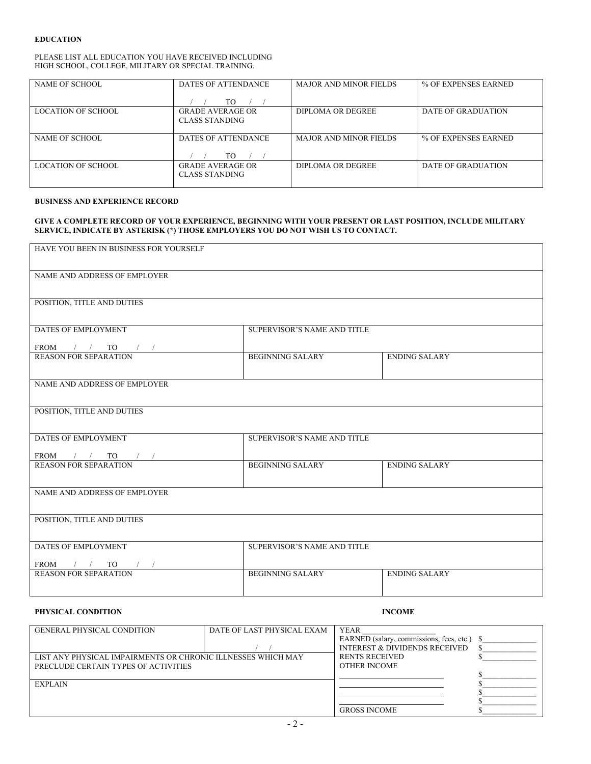**EDUCATION**

PLEASE LIST ALL EDUCATION YOU HAVE RECEIVED INCLUDING HIGH SCHOOL, COLLEGE, MILITARY OR SPECIAL TRAINING.

| NAME OF SCHOOL | DATES OF ATTENDANCE / / TO / / | MAJOR AND MINOR FIELDS | % OF EXPENSES EARNED |
|---|---|---|---|
| LOCATION OF SCHOOL | GRADE AVERAGE OR CLASS STANDING | DIPLOMA OR DEGREE | DATE OF GRADUATION |
| NAME OF SCHOOL | DATES OF ATTENDANCE / / TO / / | MAJOR AND MINOR FIELDS | % OF EXPENSES EARNED |
| LOCATION OF SCHOOL | GRADE AVERAGE OR CLASS STANDING | DIPLOMA OR DEGREE | DATE OF GRADUATION |

**BUSINESS AND EXPERIENCE RECORD**

**GIVE A COMPLETE RECORD OF YOUR EXPERIENCE, BEGINNING WITH YOUR PRESENT OR LAST POSITION, INCLUDE MILITARY SERVICE, INDICATE BY ASTERISK (*) THOSE EMPLOYERS YOU DO NOT WISH US TO CONTACT.**

| HAVE YOU BEEN IN BUSINESS FOR YOURSELF | | |
|---|---|---|
| NAME AND ADDRESS OF EMPLOYER | | |
| POSITION, TITLE AND DUTIES | | |
| DATES OF EMPLOYMENT FROM / / TO / / | SUPERVISOR'S NAME AND TITLE | |
| REASON FOR SEPARATION | BEGINNING SALARY | ENDING SALARY |
| NAME AND ADDRESS OF EMPLOYER | | |
| POSITION, TITLE AND DUTIES | | |
| DATES OF EMPLOYMENT FROM / / TO / / | SUPERVISOR'S NAME AND TITLE | |
| REASON FOR SEPARATION | BEGINNING SALARY | ENDING SALARY |
| NAME AND ADDRESS OF EMPLOYER | | |
| POSITION, TITLE AND DUTIES | | |
| DATES OF EMPLOYMENT FROM / / TO / / | SUPERVISOR'S NAME AND TITLE | |
| REASON FOR SEPARATION | BEGINNING SALARY | ENDING SALARY |

**PHYSICAL CONDITION**

| GENERAL PHYSICAL CONDITION | DATE OF LAST PHYSICAL EXAM / / |
|---|---|
| LIST ANY PHYSICAL IMPAIRMENTS OR CHRONIC ILLNESSES WHICH MAY PRECLUDE CERTAIN TYPES OF ACTIVITIES | |
| EXPLAIN | |

**INCOME**

| YEAR ___________________ | |
|---|---|
| EARNED (salary, commissions, fees, etc.) | $_____________ |
| INTEREST & DIVIDENDS RECEIVED | $_____________ |
| RENTS RECEIVED | $_____________ |
| OTHER INCOME | |
| ________________________ | $_____________ |
| ________________________ | $_____________ |
| ________________________ | $_____________ |
| ________________________ | $_____________ |
| GROSS INCOME | $_____________ |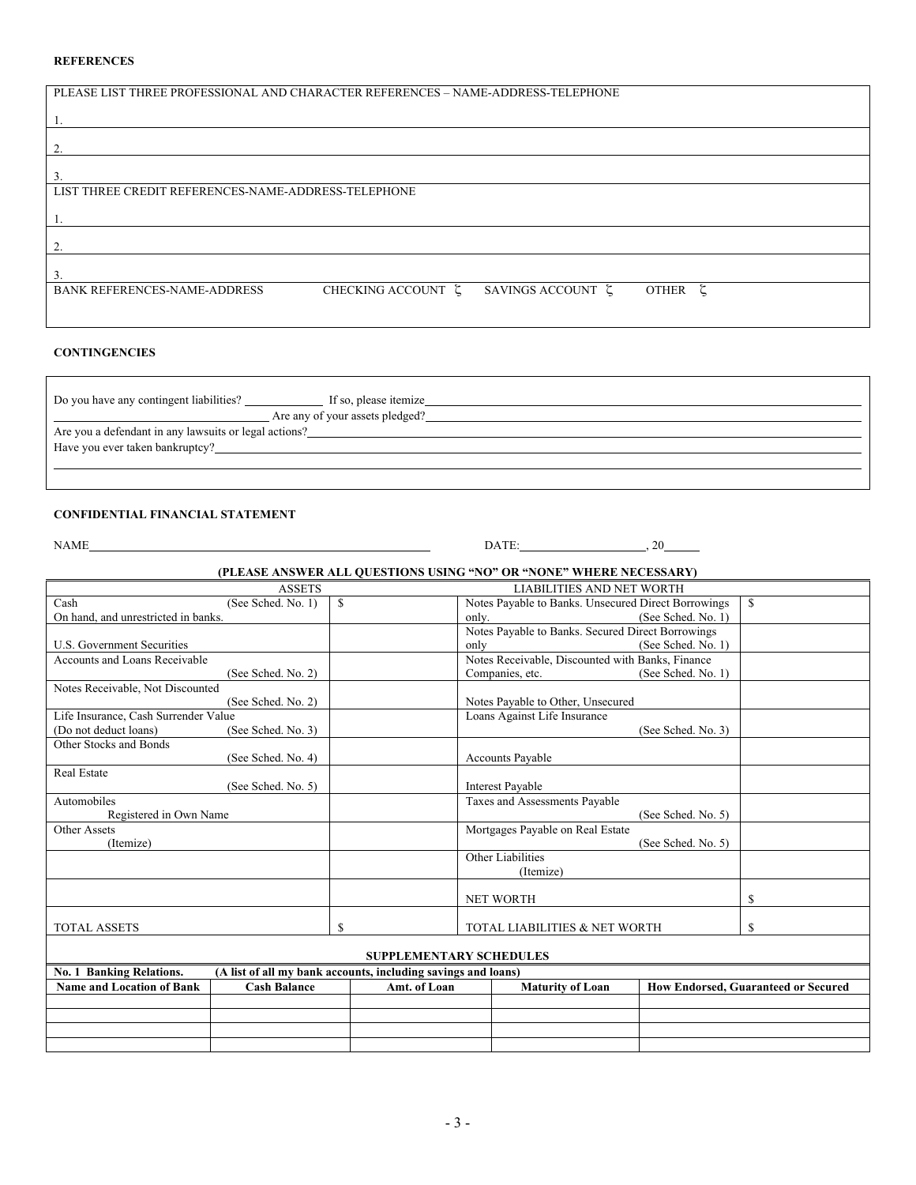**REFERENCES**

| PLEASE LIST THREE PROFESSIONAL AND CHARACTER REFERENCES – NAME-ADDRESS-TELEPHONE |
|---|
| 1. |
| 2. |
| 3. |
| LIST THREE CREDIT REFERENCES-NAME-ADDRESS-TELEPHONE |
| 1. |
| 2. |
| 3. |
| BANK REFERENCES-NAME-ADDRESS &nbsp;&nbsp;&nbsp; CHECKING ACCOUNT ζ &nbsp;&nbsp; SAVINGS ACCOUNT ζ &nbsp;&nbsp; OTHER ζ |

**CONTINGENCIES**

Do you have any contingent liabilities? \_\_\_\_\_\_\_\_ If so, please itemize \_\_\_\_\_\_\_\_\_\_\_\_\_\_\_\_\_\_\_\_

\_\_\_\_\_\_\_\_\_\_\_\_\_\_\_\_ Are any of your assets pledged? \_\_\_\_\_\_\_\_\_\_\_\_\_\_\_\_\_\_\_\_

Are you a defendant in any lawsuits or legal actions? \_\_\_\_\_\_\_\_\_\_\_\_\_\_\_\_\_\_\_\_

Have you ever taken bankruptcy? \_\_\_\_\_\_\_\_\_\_\_\_\_\_\_\_\_\_\_\_

**CONFIDENTIAL FINANCIAL STATEMENT**

NAME \_\_\_\_\_\_\_\_\_\_\_\_\_\_\_\_\_\_\_\_\_\_\_\_\_\_\_\_ DATE: \_\_\_\_\_\_\_\_\_\_\_\_, 20\_\_\_\_

**(PLEASE ANSWER ALL QUESTIONS USING "NO" OR "NONE" WHERE NECESSARY)**

| ASSETS | | LIABILITIES AND NET WORTH | |
|---|---|---|---|
| Cash (See Sched. No. 1) On hand, and unrestricted in banks. | $ | Notes Payable to Banks. Unsecured Direct Borrowings only. (See Sched. No. 1) | $ |
| U.S. Government Securities | | Notes Payable to Banks. Secured Direct Borrowings only (See Sched. No. 1) | |
| Accounts and Loans Receivable (See Sched. No. 2) | | Notes Receivable, Discounted with Banks, Finance Companies, etc. (See Sched. No. 1) | |
| Notes Receivable, Not Discounted (See Sched. No. 2) | | Notes Payable to Other, Unsecured | |
| Life Insurance, Cash Surrender Value (Do not deduct loans) (See Sched. No. 3) | | Loans Against Life Insurance (See Sched. No. 3) | |
| Other Stocks and Bonds (See Sched. No. 4) | | Accounts Payable | |
| Real Estate (See Sched. No. 5) | | Interest Payable | |
| Automobiles Registered in Own Name | | Taxes and Assessments Payable (See Sched. No. 5) | |
| Other Assets (Itemize) | | Mortgages Payable on Real Estate (See Sched. No. 5) | |
| | | Other Liabilities (Itemize) | |
| | | NET WORTH | $ |
| TOTAL ASSETS | $ | TOTAL LIABILITIES & NET WORTH | $ |

**SUPPLEMENTARY SCHEDULES**

**No. 1 Banking Relations. (A list of all my bank accounts, including savings and loans)**

| Name and Location of Bank | Cash Balance | Amt. of Loan | Maturity of Loan | How Endorsed, Guaranteed or Secured |
|---|---|---|---|---|
| | | | | |
| | | | | |
| | | | | |
| | | | | |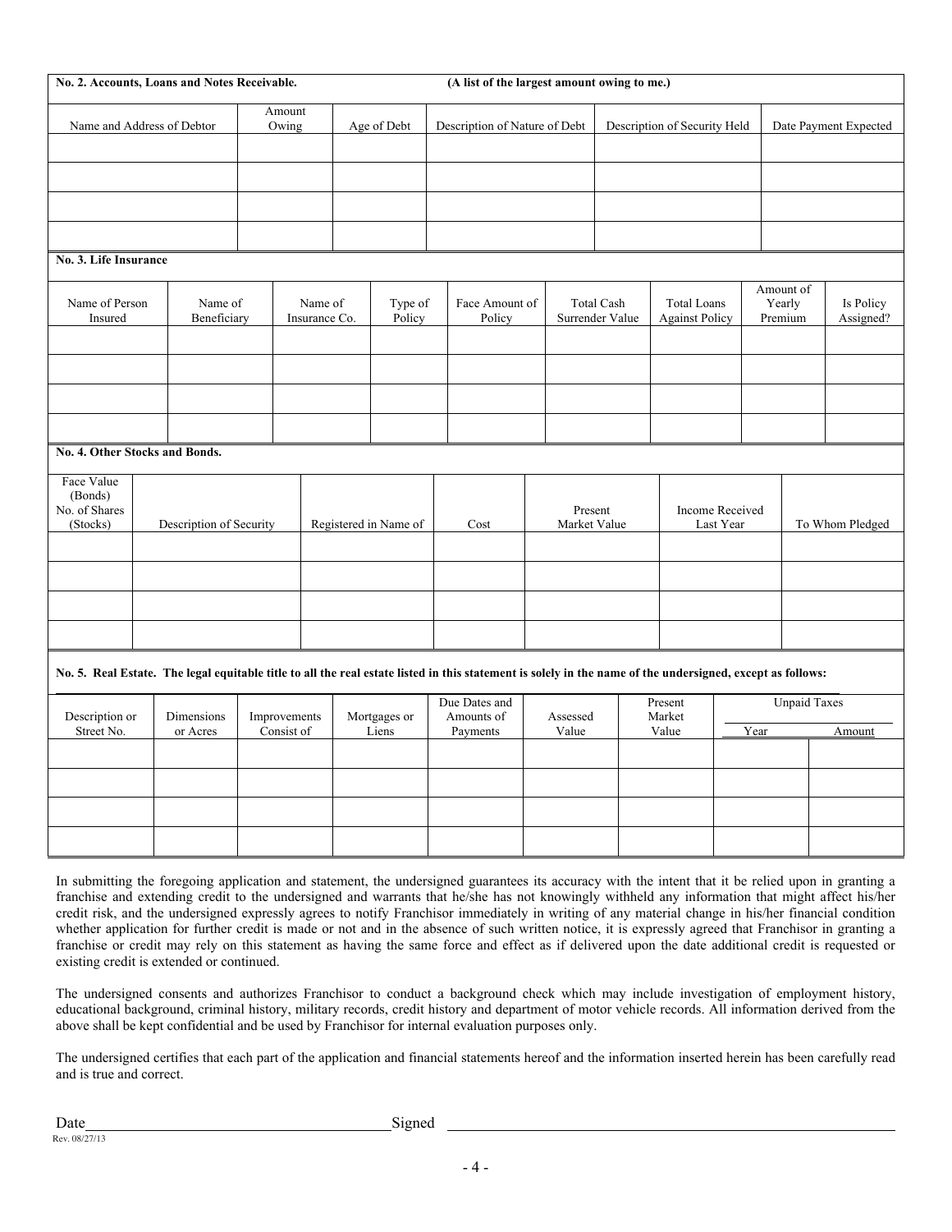**No. 2. Accounts, Loans and Notes Receivable.** **(A list of the largest amount owing to me.)**

| Name and Address of Debtor | Amount Owing | Age of Debt | Description of Nature of Debt | Description of Security Held | Date Payment Expected |
|---|---|---|---|---|---|
| | | | | | |
| | | | | | |
| | | | | | |
| | | | | | |

**No. 3. Life Insurance**

| Name of Person Insured | Name of Beneficiary | Name of Insurance Co. | Type of Policy | Face Amount of Policy | Total Cash Surrender Value | Total Loans Against Policy | Amount of Yearly Premium | Is Policy Assigned? |
|---|---|---|---|---|---|---|---|---|
| | | | | | | | | |
| | | | | | | | | |
| | | | | | | | | |
| | | | | | | | | |

**No. 4. Other Stocks and Bonds.**

| Face Value (Bonds) No. of Shares (Stocks) | Description of Security | Registered in Name of | Cost | Present Market Value | Income Received Last Year | To Whom Pledged |
|---|---|---|---|---|---|---|
| | | | | | | |
| | | | | | | |
| | | | | | | |
| | | | | | | |

**No. 5. Real Estate. The legal equitable title to all the real estate listed in this statement is solely in the name of the undersigned, except as follows:**

| Description or Street No. | Dimensions or Acres | Improvements Consist of | Mortgages or Liens | Due Dates and Amounts of Payments | Assessed Value | Present Market Value | Unpaid Taxes | |
|---|---|---|---|---|---|---|---|---|
| | | | | | | | Year | Amount |
| | | | | | | | | |
| | | | | | | | | |
| | | | | | | | | |
| | | | | | | | | |

In submitting the foregoing application and statement, the undersigned guarantees its accuracy with the intent that it be relied upon in granting a franchise and extending credit to the undersigned and warrants that he/she has not knowingly withheld any information that might affect his/her credit risk, and the undersigned expressly agrees to notify Franchisor immediately in writing of any material change in his/her financial condition whether application for further credit is made or not and in the absence of such written notice, it is expressly agreed that Franchisor in granting a franchise or credit may rely on this statement as having the same force and effect as if delivered upon the date additional credit is requested or existing credit is extended or continued.

The undersigned consents and authorizes Franchisor to conduct a background check which may include investigation of employment history, educational background, criminal history, military records, credit history and department of motor vehicle records. All information derived from the above shall be kept confidential and be used by Franchisor for internal evaluation purposes only.

The undersigned certifies that each part of the application and financial statements hereof and the information inserted herein has been carefully read and is true and correct.

Date________________________________________ Signed ________________________________________

Rev. 08/27/13